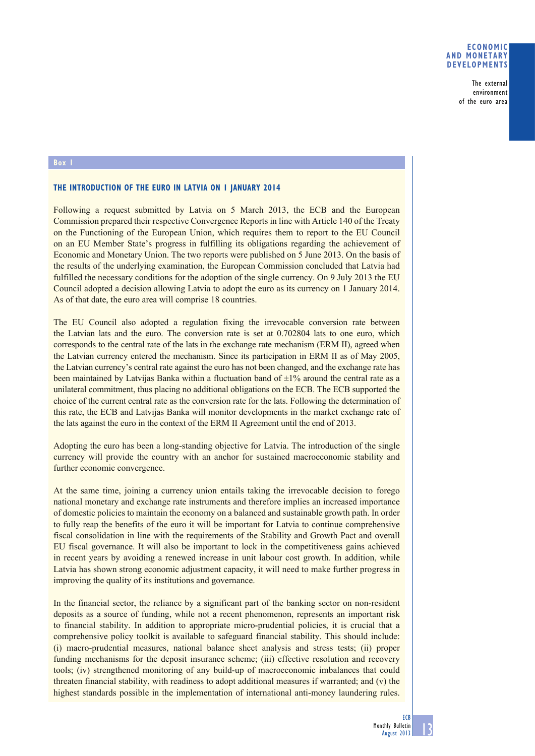Box 1

## THE INTRODUCTION OF THE EURO IN LATVIA ON 1 JANUARY 2014

Following a request submitted by Latvia on 5 March 2013, the ECB and the European Commission prepared their respective Convergence Reports in line with Article 140 of the Treaty on the Functioning of the European Union, which requires them to report to the EU Council on an EU Member State's progress in fulfilling its obligations regarding the achievement of Economic and Monetary Union. The two reports were published on 5 June 2013. On the basis of the results of the underlying examination, the European Commission concluded that Latvia had fulfilled the necessary conditions for the adoption of the single currency. On 9 July 2013 the EU Council adopted a decision allowing Latvia to adopt the euro as its currency on 1 January 2014. As of that date, the euro area will comprise 18 countries.

The EU Council also adopted a regulation fixing the irrevocable conversion rate between the Latvian lats and the euro. The conversion rate is set at 0.702804 lats to one euro, which corresponds to the central rate of the lats in the exchange rate mechanism (ERM II), agreed when the Latvian currency entered the mechanism. Since its participation in ERM II as of May 2005, the Latvian currency's central rate against the euro has not been changed, and the exchange rate has been maintained by Latvijas Banka within a fluctuation band of ±1% around the central rate as a unilateral commitment, thus placing no additional obligations on the ECB. The ECB supported the choice of the current central rate as the conversion rate for the lats. Following the determination of this rate, the ECB and Latvijas Banka will monitor developments in the market exchange rate of the lats against the euro in the context of the ERM II Agreement until the end of 2013.

Adopting the euro has been a long-standing objective for Latvia. The introduction of the single currency will provide the country with an anchor for sustained macroeconomic stability and further economic convergence.

At the same time, joining a currency union entails taking the irrevocable decision to forego national monetary and exchange rate instruments and therefore implies an increased importance of domestic policies to maintain the economy on a balanced and sustainable growth path. In order to fully reap the benefits of the euro it will be important for Latvia to continue comprehensive fiscal consolidation in line with the requirements of the Stability and Growth Pact and overall EU fiscal governance. It will also be important to lock in the competitiveness gains achieved in recent years by avoiding a renewed increase in unit labour cost growth. In addition, while Latvia has shown strong economic adjustment capacity, it will need to make further progress in improving the quality of its institutions and governance.

In the financial sector, the reliance by a significant part of the banking sector on non-resident deposits as a source of funding, while not a recent phenomenon, represents an important risk to financial stability. In addition to appropriate micro-prudential policies, it is crucial that a comprehensive policy toolkit is available to safeguard financial stability. This should include: (i) macro-prudential measures, national balance sheet analysis and stress tests; (ii) proper funding mechanisms for the deposit insurance scheme; (iii) effective resolution and recovery tools; (iv) strengthened monitoring of any build-up of macroeconomic imbalances that could threaten financial stability, with readiness to adopt additional measures if warranted; and (v) the highest standards possible in the implementation of international anti-money laundering rules.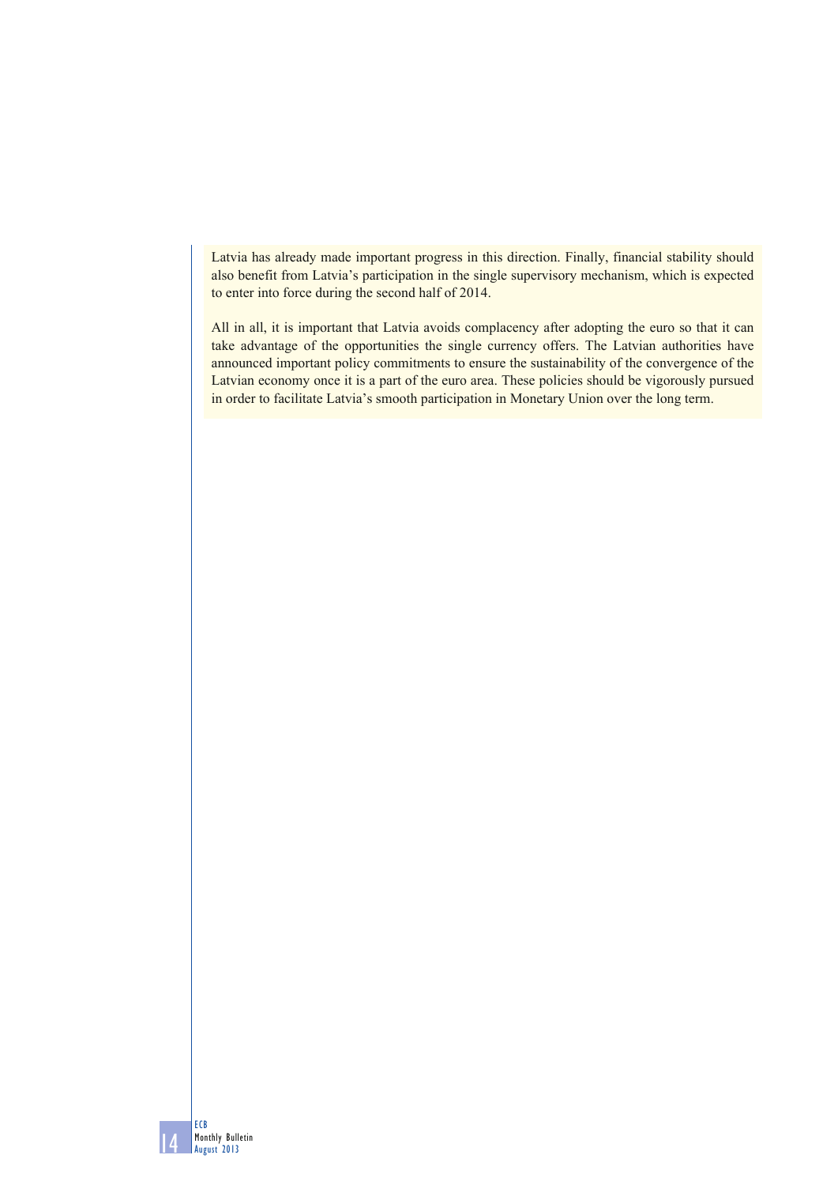Latvia has already made important progress in this direction. Finally, financial stability should also benefit from Latvia's participation in the single supervisory mechanism, which is expected to enter into force during the second half of 2014.

All in all, it is important that Latvia avoids complacency after adopting the euro so that it can take advantage of the opportunities the single currency offers. The Latvian authorities have announced important policy commitments to ensure the sustainability of the convergence of the Latvian economy once it is a part of the euro area. These policies should be vigorously pursued in order to facilitate Latvia's smooth participation in Monetary Union over the long term.